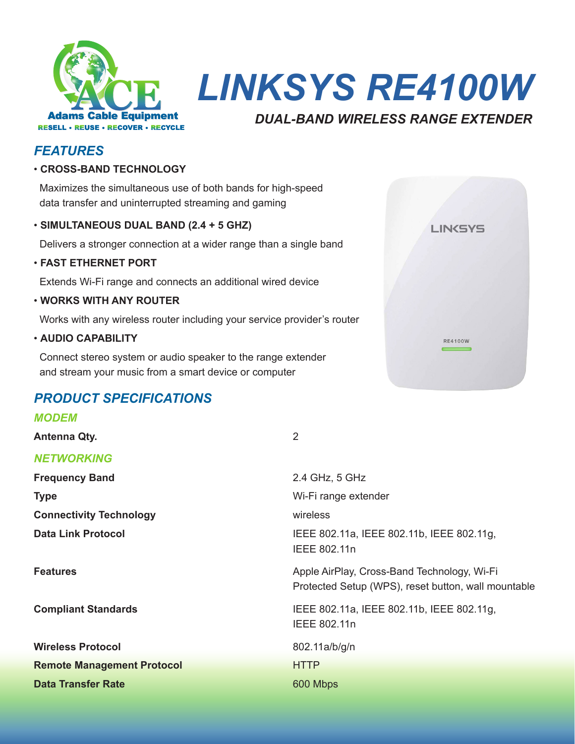Adams Cable Equipment

RESELL • REUSE • RECOVER • RECYCLE

# LINKSYS RE4100W

### DUAL-BAND WIRELESS RANGE EXTENDER

## FEATURES

- **CROSS-BAND TECHNOLOGY**

  Maximizes the simultaneous use of both bands for high-speed data transfer and uninterrupted streaming and gaming

- **SIMULTANEOUS DUAL BAND (2.4 + 5 GHZ)**

  Delivers a stronger connection at a wider range than a single band

- **FAST ETHERNET PORT**

  Extends Wi-Fi range and connects an additional wired device

- **WORKS WITH ANY ROUTER**

  Works with any wireless router including your service provider's router

- **AUDIO CAPABILITY**

  Connect stereo system or audio speaker to the range extender and stream your music from a smart device or computer

## PRODUCT SPECIFICATIONS

### MODEM

| | |
|---|---|
| **Antenna Qty.** | 2 |

### NETWORKING

| | |
|---|---|
| **Frequency Band** | 2.4 GHz, 5 GHz |
| **Type** | Wi-Fi range extender |
| **Connectivity Technology** | wireless |
| **Data Link Protocol** | IEEE 802.11a, IEEE 802.11b, IEEE 802.11g, IEEE 802.11n |
| **Features** | Apple AirPlay, Cross-Band Technology, Wi-Fi Protected Setup (WPS), reset button, wall mountable |
| **Compliant Standards** | IEEE 802.11a, IEEE 802.11b, IEEE 802.11g, IEEE 802.11n |
| **Wireless Protocol** | 802.11a/b/g/n |
| **Remote Management Protocol** | HTTP |
| **Data Transfer Rate** | 600 Mbps |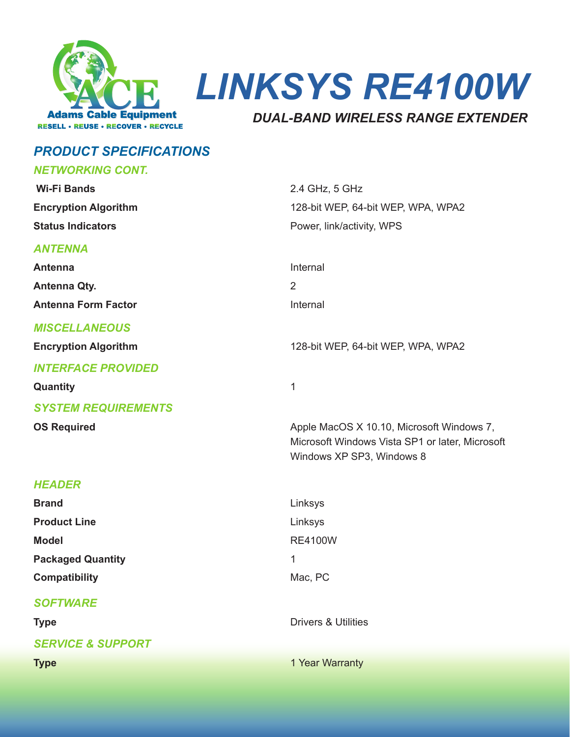# LINKSYS RE4100W

*DUAL-BAND WIRELESS RANGE EXTENDER*

Adams Cable Equipment

RESELL • REUSE • RECOVER • RECYCLE

## PRODUCT SPECIFICATIONS

### NETWORKING CONT.

| | |
|---|---|
| **Wi-Fi Bands** | 2.4 GHz, 5 GHz |
| **Encryption Algorithm** | 128-bit WEP, 64-bit WEP, WPA, WPA2 |
| **Status Indicators** | Power, link/activity, WPS |

### ANTENNA

| | |
|---|---|
| **Antenna** | Internal |
| **Antenna Qty.** | 2 |
| **Antenna Form Factor** | Internal |

### MISCELLANEOUS

| | |
|---|---|
| **Encryption Algorithm** | 128-bit WEP, 64-bit WEP, WPA, WPA2 |

### INTERFACE PROVIDED

| | |
|---|---|
| **Quantity** | 1 |

### SYSTEM REQUIREMENTS

| | |
|---|---|
| **OS Required** | Apple MacOS X 10.10, Microsoft Windows 7, Microsoft Windows Vista SP1 or later, Microsoft Windows XP SP3, Windows 8 |

### HEADER

| | |
|---|---|
| **Brand** | Linksys |
| **Product Line** | Linksys |
| **Model** | RE4100W |
| **Packaged Quantity** | 1 |
| **Compatibility** | Mac, PC |

### SOFTWARE

| | |
|---|---|
| **Type** | Drivers & Utilities |

### SERVICE & SUPPORT

| | |
|---|---|
| **Type** | 1 Year Warranty |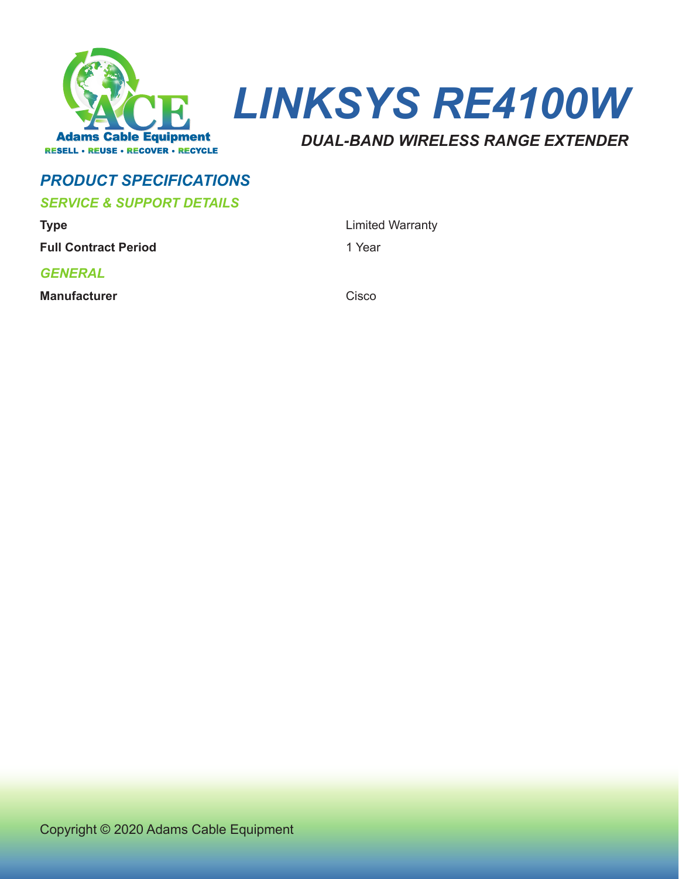Adams Cable Equipment

RESELL • REUSE • RECOVER • RECYCLE

# *LINKSYS RE4100W*

### *DUAL-BAND WIRELESS RANGE EXTENDER*

## *PRODUCT SPECIFICATIONS*

### *SERVICE & SUPPORT DETAILS*

| | |
|---|---|
| **Type** | Limited Warranty |
| **Full Contract Period** | 1 Year |

### *GENERAL*

| | |
|---|---|
| **Manufacturer** | Cisco |

Copyright © 2020 Adams Cable Equipment